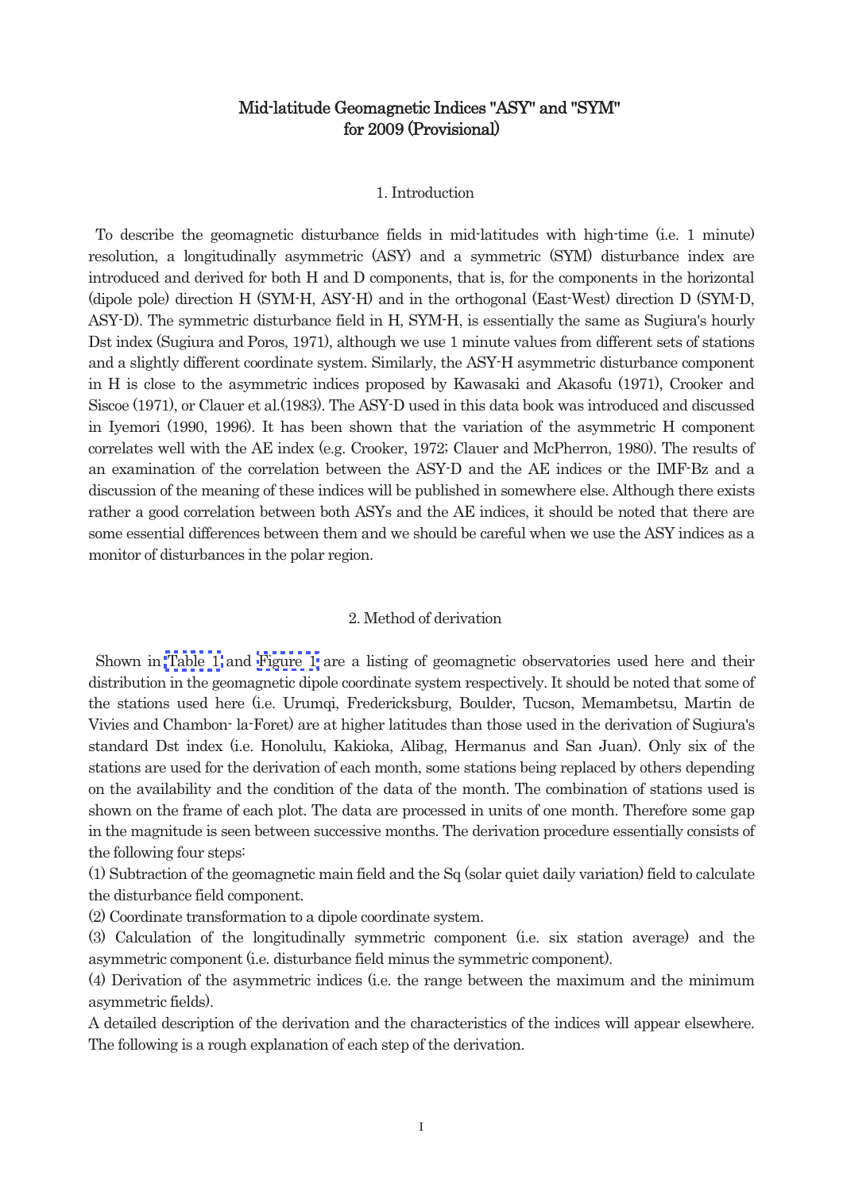# Mid-latitude Geomagnetic Indices "ASY" and "SYM" for 2009 (Provisional)

## 1. Introduction

To describe the geomagnetic disturbance fields in mid-latitudes with high-time (i.e. 1 minute) resolution, a longitudinally asymmetric (ASY) and a symmetric (SYM) disturbance index are introduced and derived for both H and D components, that is, for the components in the horizontal (dipole pole) direction H (SYM-H, ASY-H) and in the orthogonal (East-West) direction D (SYM-D, ASY-D). The symmetric disturbance field in H, SYM-H, is essentially the same as Sugiura's hourly Dst index (Sugiura and Poros, 1971), although we use 1 minute values from different sets of stations and a slightly different coordinate system. Similarly, the ASY-H asymmetric disturbance component in H is close to the asymmetric indices proposed by Kawasaki and Akasofu (1971), Crooker and Siscoe (1971), or Clauer et al.(1983). The ASY-D used in this data book was introduced and discussed in Iyemori (1990, 1996). It has been shown that the variation of the asymmetric H component correlates well with the AE index (e.g. Crooker, 1972; Clauer and McPherron, 1980). The results of an examination of the correlation between the ASY-D and the AE indices or the IMF-Bz and a discussion of the meaning of these indices will be published in somewhere else. Although there exists rather a good correlation between both ASYs and the AE indices, it should be noted that there are some essential differences between them and we should be careful when we use the ASY indices as a monitor of disturbances in the polar region.

## 2. Method of derivation

Shown in Table 1 and Figure 1 are a listing of geomagnetic observatories used here and their distribution in the geomagnetic dipole coordinate system respectively. It should be noted that some of the stations used here (i.e. Urumqi, Fredericksburg, Boulder, Tucson, Memambetsu, Martin de Vivies and Chambon- la-Foret) are at higher latitudes than those used in the derivation of Sugiura's standard Dst index (i.e. Honolulu, Kakioka, Alibag, Hermanus and San Juan). Only six of the stations are used for the derivation of each month, some stations being replaced by others depending on the availability and the condition of the data of the month. The combination of stations used is shown on the frame of each plot. The data are processed in units of one month. Therefore some gap in the magnitude is seen between successive months. The derivation procedure essentially consists of the following four steps:

(1) Subtraction of the geomagnetic main field and the Sq (solar quiet daily variation) field to calculate the disturbance field component.

(2) Coordinate transformation to a dipole coordinate system.

(3) Calculation of the longitudinally symmetric component (i.e. six station average) and the asymmetric component (i.e. disturbance field minus the symmetric component).

(4) Derivation of the asymmetric indices (i.e. the range between the maximum and the minimum asymmetric fields).

A detailed description of the derivation and the characteristics of the indices will appear elsewhere. The following is a rough explanation of each step of the derivation.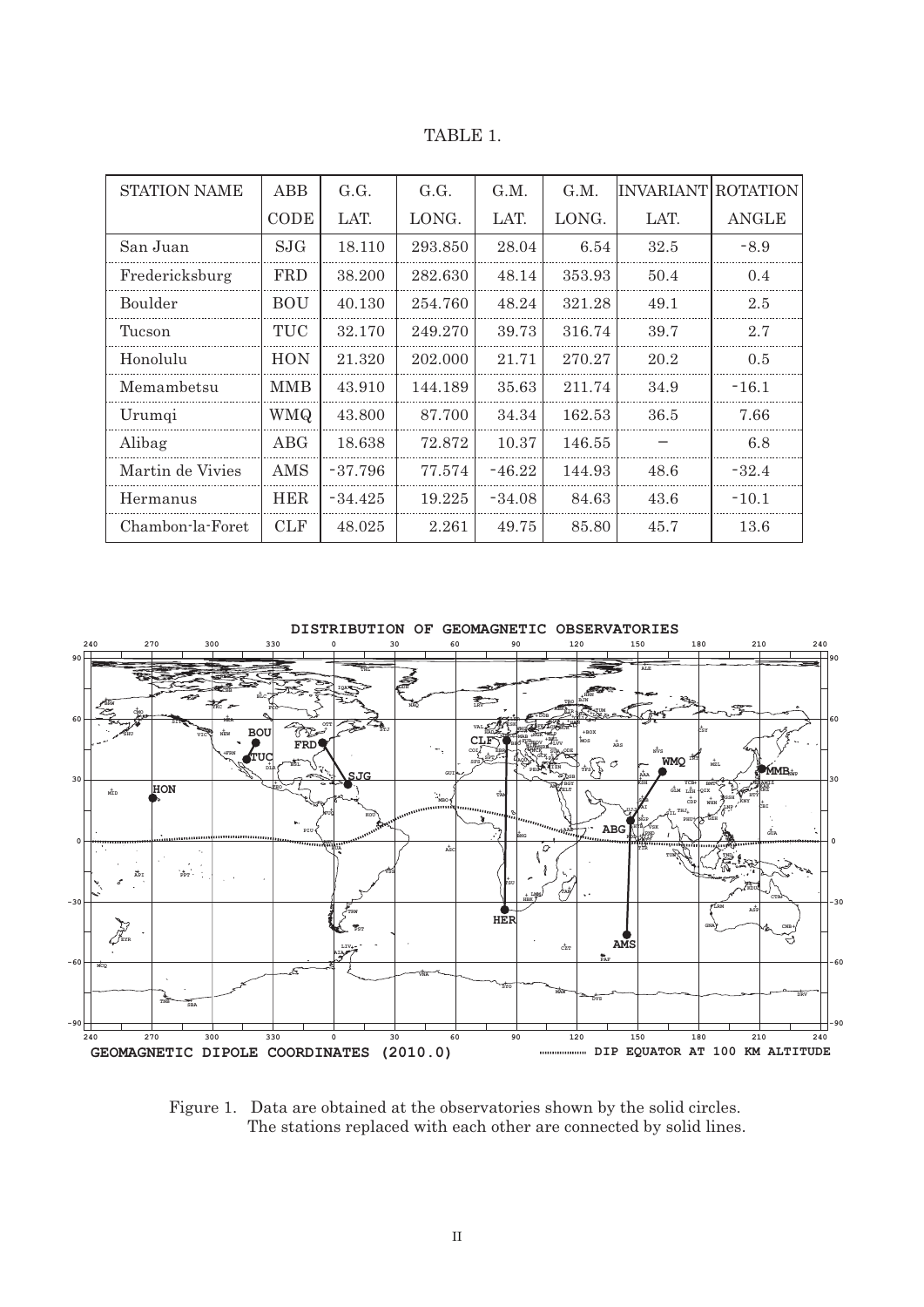TABLE 1.

| STATION NAME | ABB CODE | G.G. LAT. | G.G. LONG. | G.M. LAT. | G.M. LONG. | INVARIANT LAT. | ROTATION ANGLE |
|---|---|---|---|---|---|---|---|
| San Juan | SJG | 18.110 | 293.850 | 28.04 | 6.54 | 32.5 | -8.9 |
| Fredericksburg | FRD | 38.200 | 282.630 | 48.14 | 353.93 | 50.4 | 0.4 |
| Boulder | BOU | 40.130 | 254.760 | 48.24 | 321.28 | 49.1 | 2.5 |
| Tucson | TUC | 32.170 | 249.270 | 39.73 | 316.74 | 39.7 | 2.7 |
| Honolulu | HON | 21.320 | 202.000 | 21.71 | 270.27 | 20.2 | 0.5 |
| Memambetsu | MMB | 43.910 | 144.189 | 35.63 | 211.74 | 34.9 | -16.1 |
| Urumqi | WMQ | 43.800 | 87.700 | 34.34 | 162.53 | 36.5 | 7.66 |
| Alibag | ABG | 18.638 | 72.872 | 10.37 | 146.55 | − | 6.8 |
| Martin de Vivies | AMS | -37.796 | 77.574 | -46.22 | 144.93 | 48.6 | -32.4 |
| Hermanus | HER | -34.425 | 19.225 | -34.08 | 84.63 | 43.6 | -10.1 |
| Chambon-la-Foret | CLF | 48.025 | 2.261 | 49.75 | 85.80 | 45.7 | 13.6 |

DISTRIBUTION OF GEOMAGNETIC OBSERVATORIES

GEOMAGNETIC DIPOLE COORDINATES (2010.0) ......... DIP EQUATOR AT 100 KM ALTITUDE

Figure 1. Data are obtained at the observatories shown by the solid circles. The stations replaced with each other are connected by solid lines.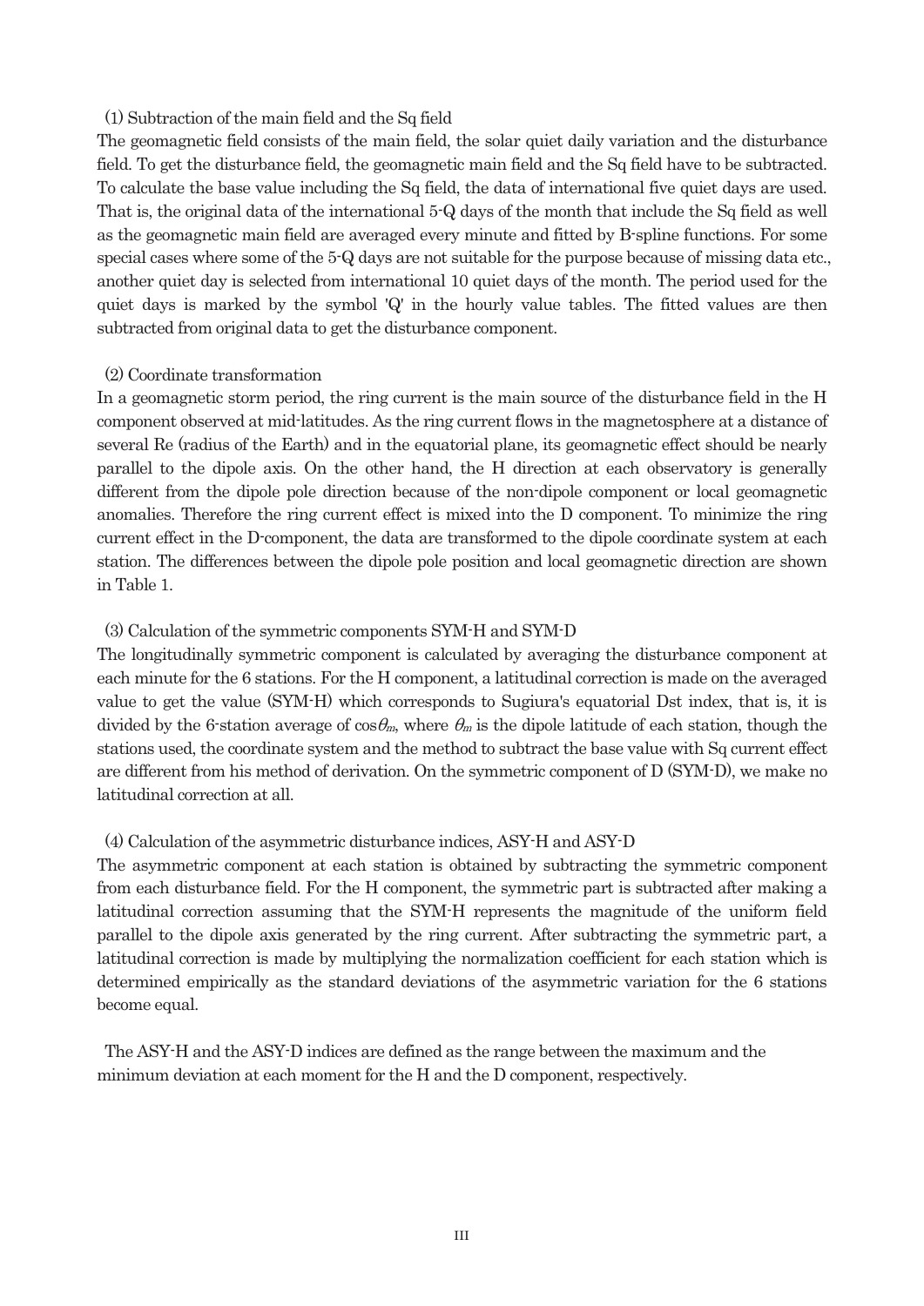(1) Subtraction of the main field and the Sq field

The geomagnetic field consists of the main field, the solar quiet daily variation and the disturbance field. To get the disturbance field, the geomagnetic main field and the Sq field have to be subtracted. To calculate the base value including the Sq field, the data of international five quiet days are used. That is, the original data of the international 5-Q days of the month that include the Sq field as well as the geomagnetic main field are averaged every minute and fitted by B-spline functions. For some special cases where some of the 5-Q days are not suitable for the purpose because of missing data etc., another quiet day is selected from international 10 quiet days of the month. The period used for the quiet days is marked by the symbol 'Q' in the hourly value tables. The fitted values are then subtracted from original data to get the disturbance component.

(2) Coordinate transformation

In a geomagnetic storm period, the ring current is the main source of the disturbance field in the H component observed at mid-latitudes. As the ring current flows in the magnetosphere at a distance of several Re (radius of the Earth) and in the equatorial plane, its geomagnetic effect should be nearly parallel to the dipole axis. On the other hand, the H direction at each observatory is generally different from the dipole pole direction because of the non-dipole component or local geomagnetic anomalies. Therefore the ring current effect is mixed into the D component. To minimize the ring current effect in the D-component, the data are transformed to the dipole coordinate system at each station. The differences between the dipole pole position and local geomagnetic direction are shown in Table 1.

(3) Calculation of the symmetric components SYM-H and SYM-D

The longitudinally symmetric component is calculated by averaging the disturbance component at each minute for the 6 stations. For the H component, a latitudinal correction is made on the averaged value to get the value (SYM-H) which corresponds to Sugiura's equatorial Dst index, that is, it is divided by the 6-station average of $\cos\theta_m$, where $\theta_m$ is the dipole latitude of each station, though the stations used, the coordinate system and the method to subtract the base value with Sq current effect are different from his method of derivation. On the symmetric component of D (SYM-D), we make no latitudinal correction at all.

(4) Calculation of the asymmetric disturbance indices, ASY-H and ASY-D

The asymmetric component at each station is obtained by subtracting the symmetric component from each disturbance field. For the H component, the symmetric part is subtracted after making a latitudinal correction assuming that the SYM-H represents the magnitude of the uniform field parallel to the dipole axis generated by the ring current. After subtracting the symmetric part, a latitudinal correction is made by multiplying the normalization coefficient for each station which is determined empirically as the standard deviations of the asymmetric variation for the 6 stations become equal.

The ASY-H and the ASY-D indices are defined as the range between the maximum and the minimum deviation at each moment for the H and the D component, respectively.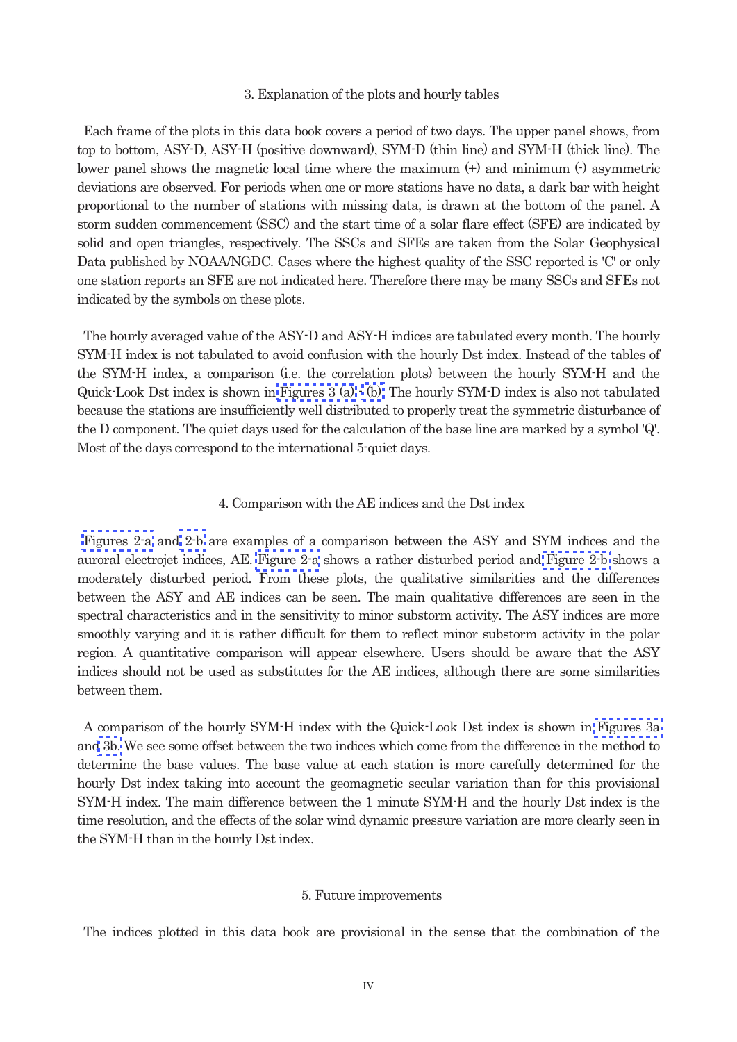## 3. Explanation of the plots and hourly tables

Each frame of the plots in this data book covers a period of two days. The upper panel shows, from top to bottom, ASY-D, ASY-H (positive downward), SYM-D (thin line) and SYM-H (thick line). The lower panel shows the magnetic local time where the maximum (+) and minimum (-) asymmetric deviations are observed. For periods when one or more stations have no data, a dark bar with height proportional to the number of stations with missing data, is drawn at the bottom of the panel. A storm sudden commencement (SSC) and the start time of a solar flare effect (SFE) are indicated by solid and open triangles, respectively. The SSCs and SFEs are taken from the Solar Geophysical Data published by NOAA/NGDC. Cases where the highest quality of the SSC reported is 'C' or only one station reports an SFE are not indicated here. Therefore there may be many SSCs and SFEs not indicated by the symbols on these plots.

The hourly averaged value of the ASY-D and ASY-H indices are tabulated every month. The hourly SYM-H index is not tabulated to avoid confusion with the hourly Dst index. Instead of the tables of the SYM-H index, a comparison (i.e. the correlation plots) between the hourly SYM-H and the Quick-Look Dst index is shown in Figures 3 (a), (b). The hourly SYM-D index is also not tabulated because the stations are insufficiently well distributed to properly treat the symmetric disturbance of the D component. The quiet days used for the calculation of the base line are marked by a symbol 'Q'. Most of the days correspond to the international 5-quiet days.

## 4. Comparison with the AE indices and the Dst index

Figures 2-a and 2-b are examples of a comparison between the ASY and SYM indices and the auroral electrojet indices, AE. Figure 2-a shows a rather disturbed period and Figure 2-b shows a moderately disturbed period. From these plots, the qualitative similarities and the differences between the ASY and AE indices can be seen. The main qualitative differences are seen in the spectral characteristics and in the sensitivity to minor substorm activity. The ASY indices are more smoothly varying and it is rather difficult for them to reflect minor substorm activity in the polar region. A quantitative comparison will appear elsewhere. Users should be aware that the ASY indices should not be used as substitutes for the AE indices, although there are some similarities between them.

A comparison of the hourly SYM-H index with the Quick-Look Dst index is shown in Figures 3a and 3b. We see some offset between the two indices which come from the difference in the method to determine the base values. The base value at each station is more carefully determined for the hourly Dst index taking into account the geomagnetic secular variation than for this provisional SYM-H index. The main difference between the 1 minute SYM-H and the hourly Dst index is the time resolution, and the effects of the solar wind dynamic pressure variation are more clearly seen in the SYM-H than in the hourly Dst index.

## 5. Future improvements

The indices plotted in this data book are provisional in the sense that the combination of the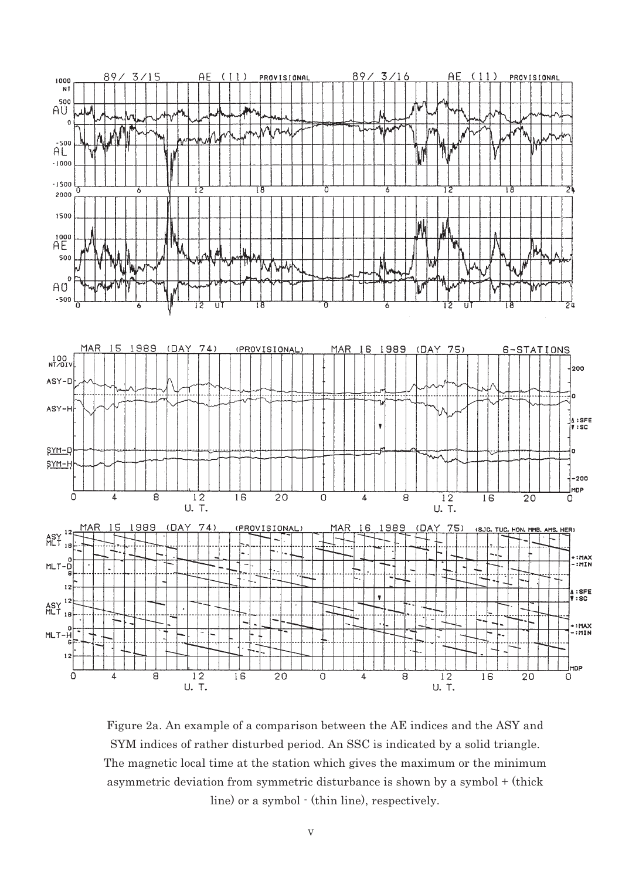Figure 2a. An example of a comparison between the AE indices and the ASY and SYM indices of rather disturbed period. An SSC is indicated by a solid triangle. The magnetic local time at the station which gives the maximum or the minimum asymmetric deviation from symmetric disturbance is shown by a symbol + (thick line) or a symbol - (thin line), respectively.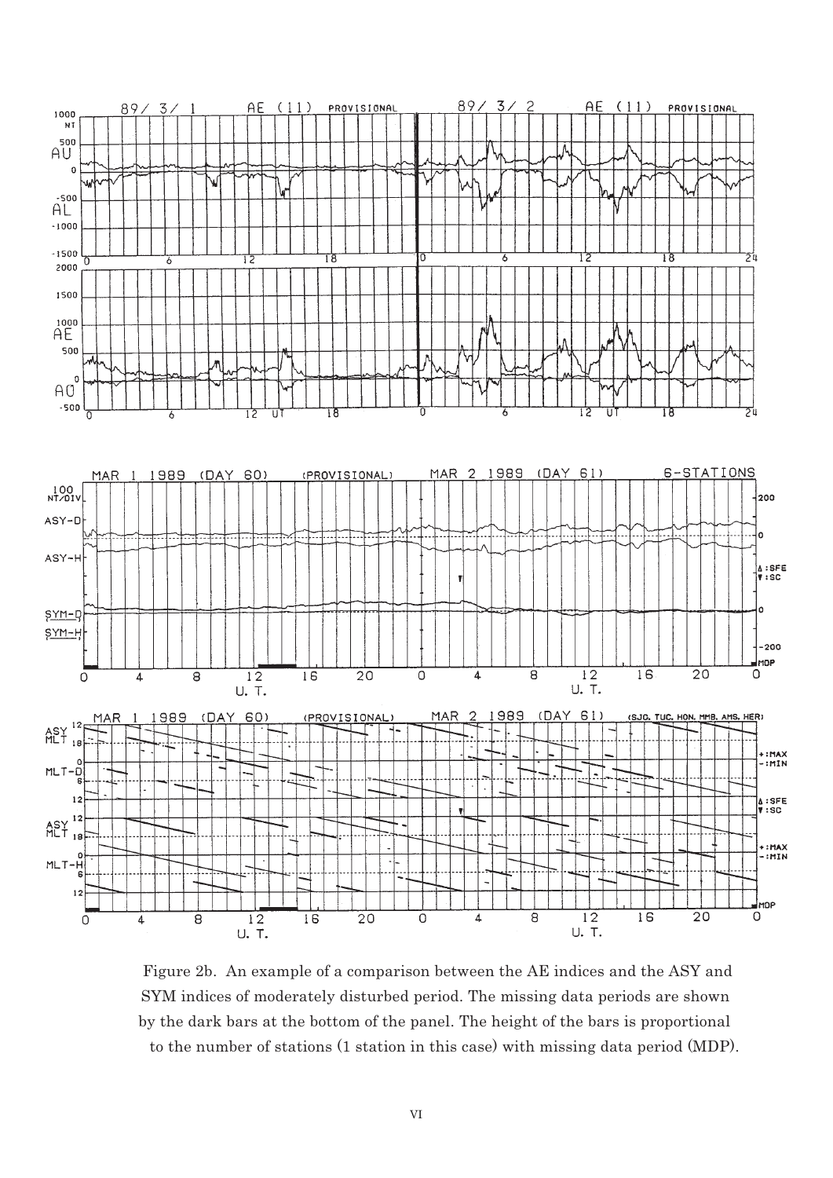Figure 2b. An example of a comparison between the AE indices and the ASY and SYM indices of moderately disturbed period. The missing data periods are shown by the dark bars at the bottom of the panel. The height of the bars is proportional to the number of stations (1 station in this case) with missing data period (MDP).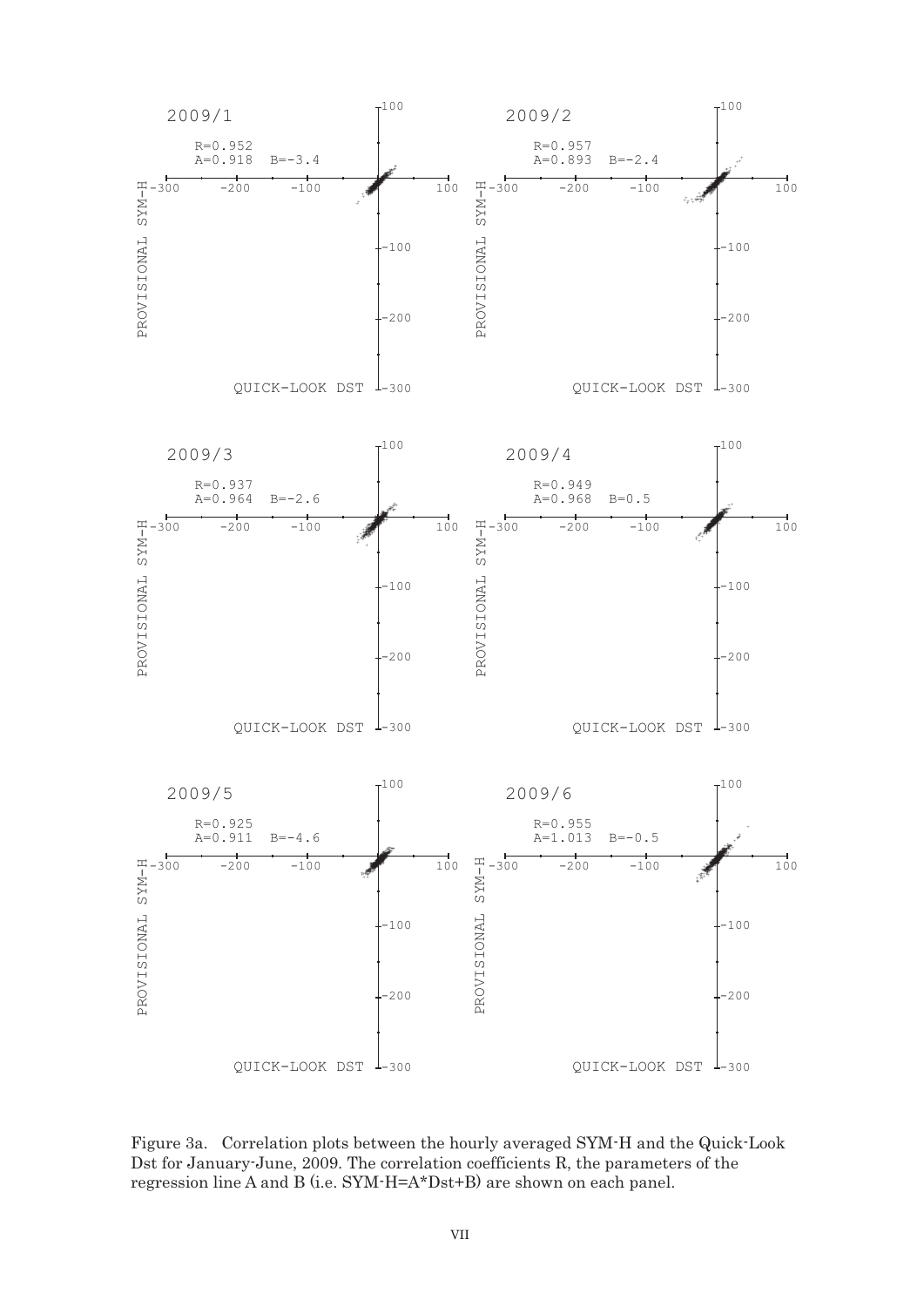Figure 3a. Correlation plots between the hourly averaged SYM-H and the Quick-Look Dst for January-June, 2009. The correlation coefficients R, the parameters of the regression line A and B (i.e. SYM-H=A*Dst+B) are shown on each panel.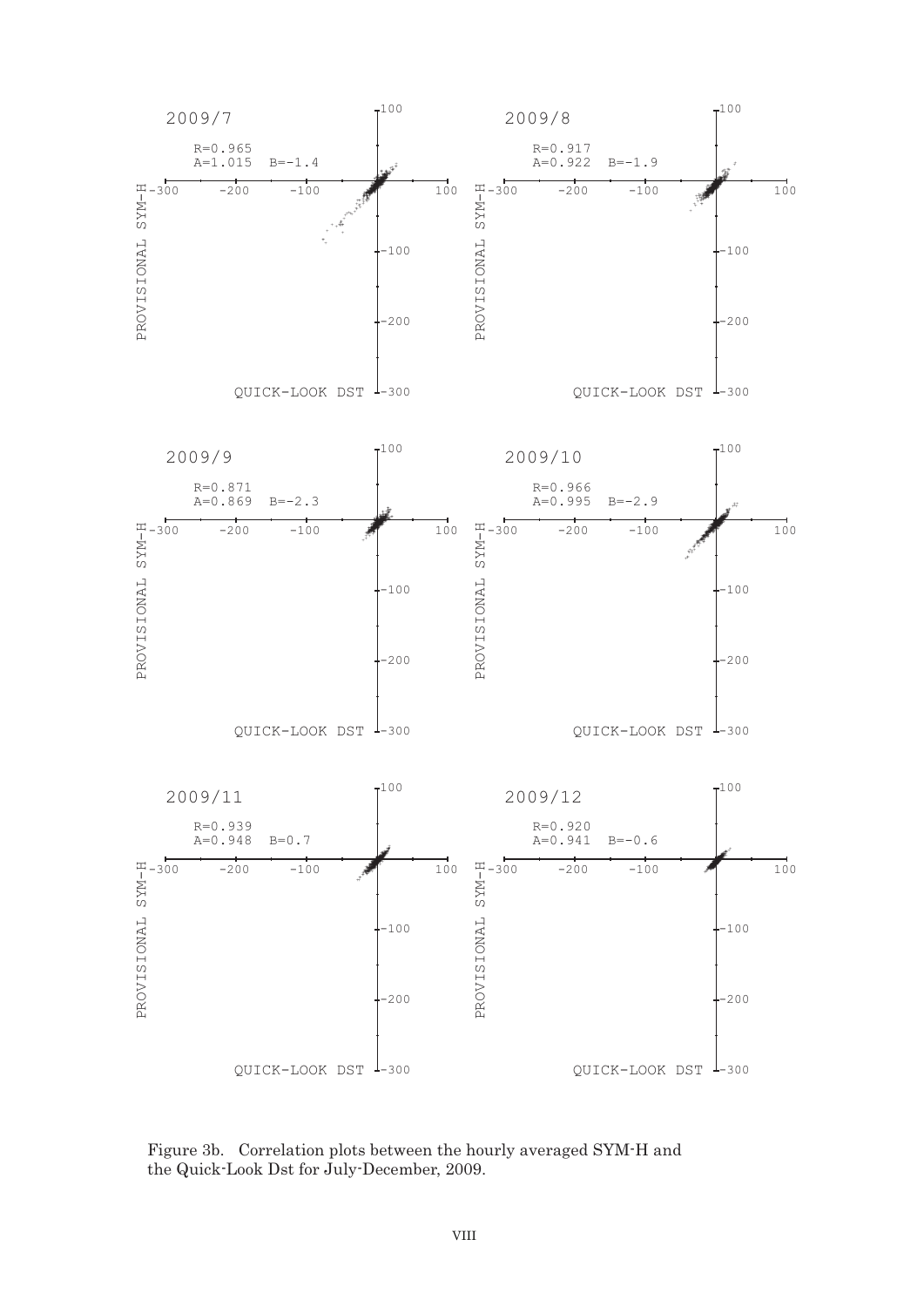| Month | R | A | B |
|---|---|---|---|
| 2009/7 | 0.965 | 1.015 | -1.4 |
| 2009/8 | 0.917 | 0.922 | -1.9 |
| 2009/9 | 0.871 | 0.869 | -2.3 |
| 2009/10 | 0.966 | 0.995 | -2.9 |
| 2009/11 | 0.939 | 0.948 | 0.7 |
| 2009/12 | 0.920 | 0.941 | -0.6 |

Figure 3b. Correlation plots between the hourly averaged SYM-H and the Quick-Look Dst for July-December, 2009.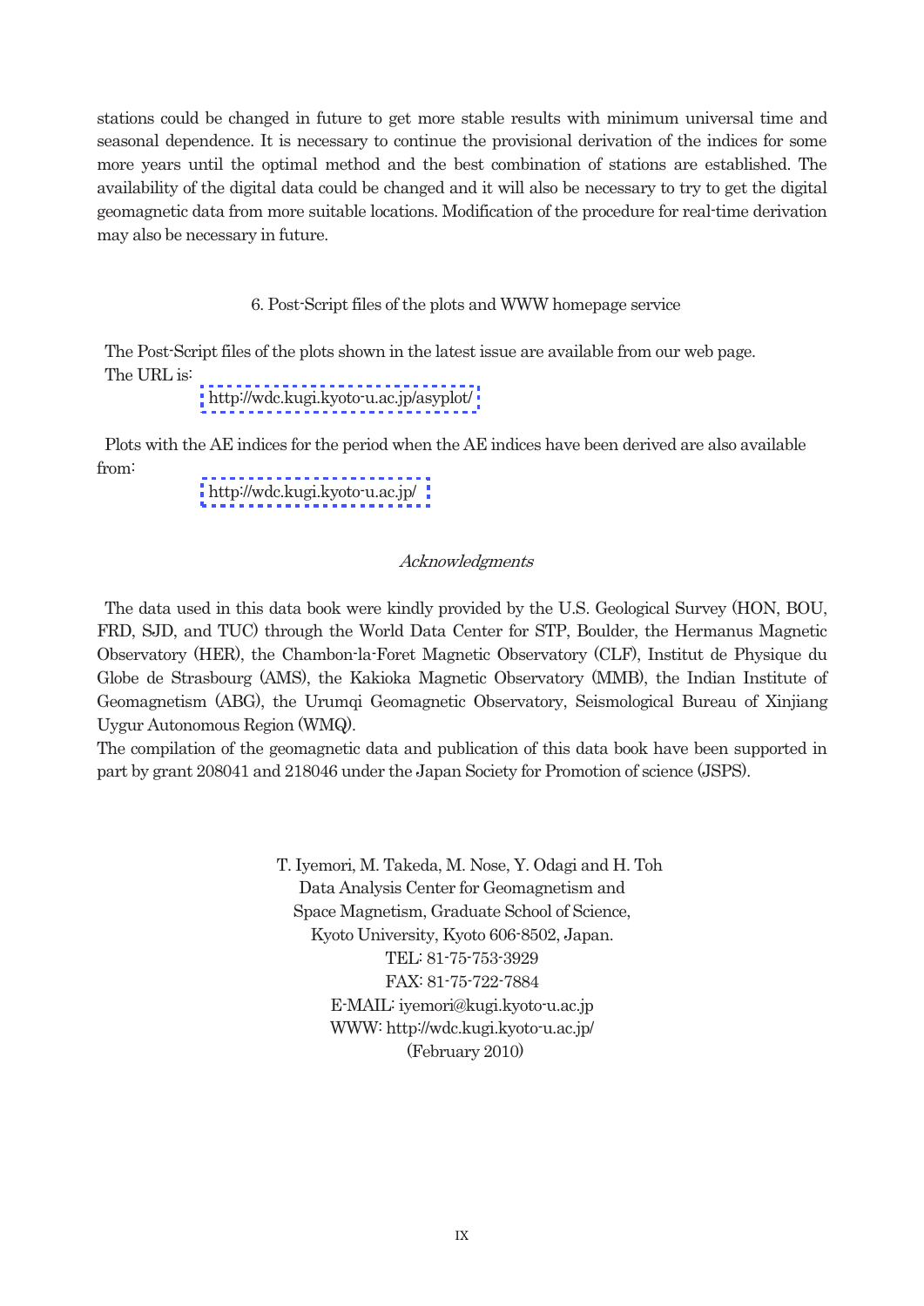stations could be changed in future to get more stable results with minimum universal time and seasonal dependence. It is necessary to continue the provisional derivation of the indices for some more years until the optimal method and the best combination of stations are established. The availability of the digital data could be changed and it will also be necessary to try to get the digital geomagnetic data from more suitable locations. Modification of the procedure for real-time derivation may also be necessary in future.

## 6. Post-Script files of the plots and WWW homepage service

The Post-Script files of the plots shown in the latest issue are available from our web page.
The URL is:

http://wdc.kugi.kyoto-u.ac.jp/asyplot/

Plots with the AE indices for the period when the AE indices have been derived are also available from:

http://wdc.kugi.kyoto-u.ac.jp/

## *Acknowledgments*

The data used in this data book were kindly provided by the U.S. Geological Survey (HON, BOU, FRD, SJD, and TUC) through the World Data Center for STP, Boulder, the Hermanus Magnetic Observatory (HER), the Chambon-la-Foret Magnetic Observatory (CLF), Institut de Physique du Globe de Strasbourg (AMS), the Kakioka Magnetic Observatory (MMB), the Indian Institute of Geomagnetism (ABG), the Urumqi Geomagnetic Observatory, Seismological Bureau of Xinjiang Uygur Autonomous Region (WMQ).
The compilation of the geomagnetic data and publication of this data book have been supported in part by grant 208041 and 218046 under the Japan Society for Promotion of science (JSPS).

T. Iyemori, M. Takeda, M. Nose, Y. Odagi and H. Toh
Data Analysis Center for Geomagnetism and
Space Magnetism, Graduate School of Science,
Kyoto University, Kyoto 606-8502, Japan.
TEL: 81-75-753-3929
FAX: 81-75-722-7884
E-MAIL: iyemori@kugi.kyoto-u.ac.jp
WWW: http://wdc.kugi.kyoto-u.ac.jp/
(February 2010)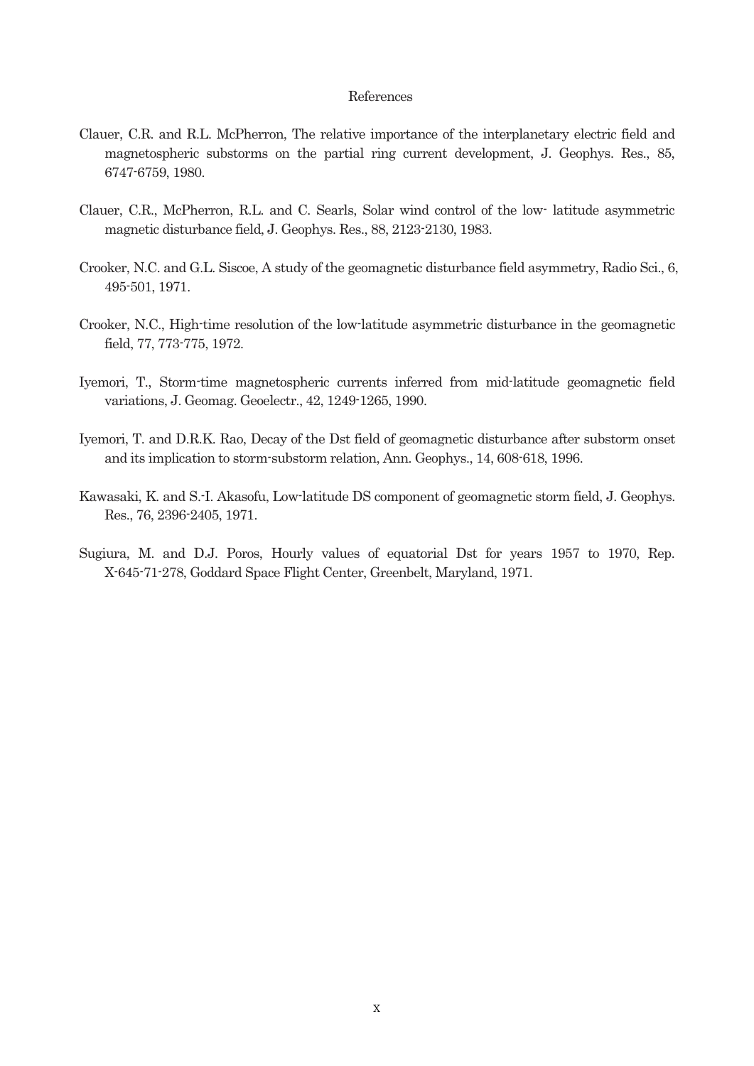# References

Clauer, C.R. and R.L. McPherron, The relative importance of the interplanetary electric field and magnetospheric substorms on the partial ring current development, J. Geophys. Res., 85, 6747-6759, 1980.

Clauer, C.R., McPherron, R.L. and C. Searls, Solar wind control of the low- latitude asymmetric magnetic disturbance field, J. Geophys. Res., 88, 2123-2130, 1983.

Crooker, N.C. and G.L. Siscoe, A study of the geomagnetic disturbance field asymmetry, Radio Sci., 6, 495-501, 1971.

Crooker, N.C., High-time resolution of the low-latitude asymmetric disturbance in the geomagnetic field, 77, 773-775, 1972.

Iyemori, T., Storm-time magnetospheric currents inferred from mid-latitude geomagnetic field variations, J. Geomag. Geoelectr., 42, 1249-1265, 1990.

Iyemori, T. and D.R.K. Rao, Decay of the Dst field of geomagnetic disturbance after substorm onset and its implication to storm-substorm relation, Ann. Geophys., 14, 608-618, 1996.

Kawasaki, K. and S.-I. Akasofu, Low-latitude DS component of geomagnetic storm field, J. Geophys. Res., 76, 2396-2405, 1971.

Sugiura, M. and D.J. Poros, Hourly values of equatorial Dst for years 1957 to 1970, Rep. X-645-71-278, Goddard Space Flight Center, Greenbelt, Maryland, 1971.